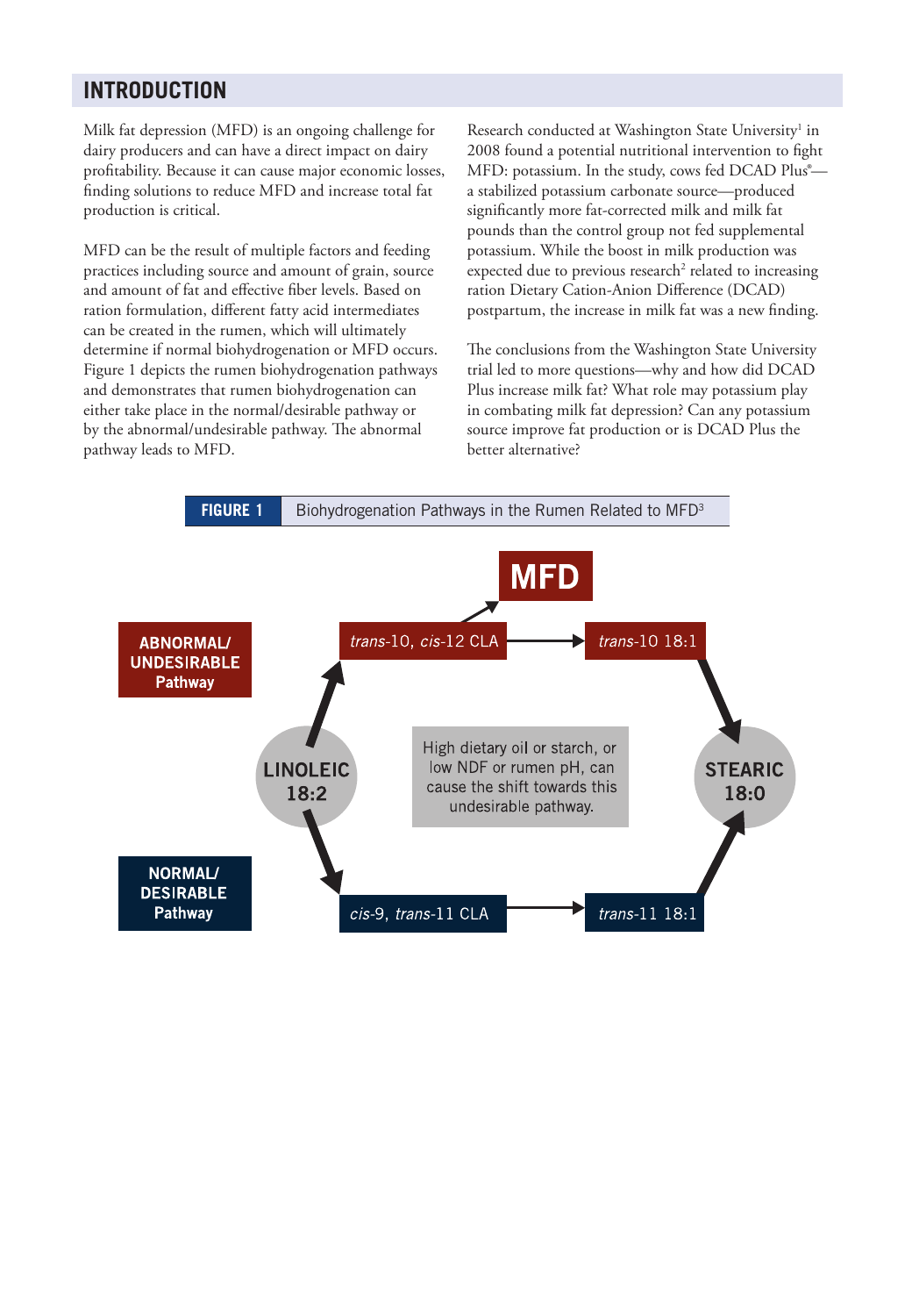## INTRODUCTION

Milk fat depression (MFD) is an ongoing challenge for dairy producers and can have a direct impact on dairy profitability. Because it can cause major economic losses, finding solutions to reduce MFD and increase total fat production is critical.

MFD can be the result of multiple factors and feeding practices including source and amount of grain, source and amount of fat and effective fiber levels. Based on ration formulation, different fatty acid intermediates can be created in the rumen, which will ultimately determine if normal biohydrogenation or MFD occurs. Figure 1 depicts the rumen biohydrogenation pathways and demonstrates that rumen biohydrogenation can either take place in the normal/desirable pathway or by the abnormal/undesirable pathway. The abnormal pathway leads to MFD.

Research conducted at Washington State University[1] in 2008 found a potential nutritional intervention to fight MFD: potassium. In the study, cows fed DCAD Plus®—a stabilized potassium carbonate source—produced significantly more fat-corrected milk and milk fat pounds than the control group not fed supplemental potassium. While the boost in milk production was expected due to previous research[2] related to increasing ration Dietary Cation-Anion Difference (DCAD) postpartum, the increase in milk fat was a new finding.

The conclusions from the Washington State University trial led to more questions—why and how did DCAD Plus increase milk fat? What role may potassium play in combating milk fat depression? Can any potassium source improve fat production or is DCAD Plus the better alternative?

**FIGURE 1** Biohydrogenation Pathways in the Rumen Related to MFD[3]

**ABNORMAL/ UNDESIRABLE Pathway:** LINOLEIC 18:2 → *trans*-10, *cis*-12 CLA → *trans*-10 18:1 → STEARIC 18:0; *trans*-10, *cis*-12 CLA → **MFD**

**NORMAL/ DESIRABLE Pathway:** LINOLEIC 18:2 → *cis*-9, *trans*-11 CLA → *trans*-11 18:1 → STEARIC 18:0

High dietary oil or starch, or low NDF or rumen pH, can cause the shift towards this undesirable pathway.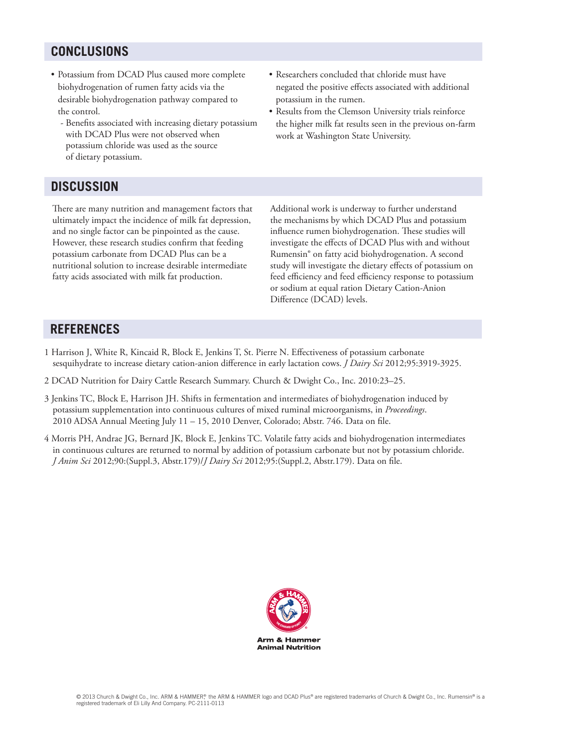## CONCLUSIONS

- Potassium from DCAD Plus caused more complete biohydrogenation of rumen fatty acids via the desirable biohydrogenation pathway compared to the control.
  - Benefits associated with increasing dietary potassium with DCAD Plus were not observed when potassium chloride was used as the source of dietary potassium.
- Researchers concluded that chloride must have negated the positive effects associated with additional potassium in the rumen.
- Results from the Clemson University trials reinforce the higher milk fat results seen in the previous on-farm work at Washington State University.

## DISCUSSION

There are many nutrition and management factors that ultimately impact the incidence of milk fat depression, and no single factor can be pinpointed as the cause. However, these research studies confirm that feeding potassium carbonate from DCAD Plus can be a nutritional solution to increase desirable intermediate fatty acids associated with milk fat production.

Additional work is underway to further understand the mechanisms by which DCAD Plus and potassium influence rumen biohydrogenation. These studies will investigate the effects of DCAD Plus with and without Rumensin® on fatty acid biohydrogenation. A second study will investigate the dietary effects of potassium on feed efficiency and feed efficiency response to potassium or sodium at equal ration Dietary Cation-Anion Difference (DCAD) levels.

## REFERENCES

1 Harrison J, White R, Kincaid R, Block E, Jenkins T, St. Pierre N. Effectiveness of potassium carbonate sesquihydrate to increase dietary cation-anion difference in early lactation cows. *J Dairy Sci* 2012;95:3919-3925.

2 DCAD Nutrition for Dairy Cattle Research Summary. Church & Dwight Co., Inc. 2010:23–25.

3 Jenkins TC, Block E, Harrison JH. Shifts in fermentation and intermediates of biohydrogenation induced by potassium supplementation into continuous cultures of mixed ruminal microorganisms, in *Proceedings*. 2010 ADSA Annual Meeting July 11 – 15, 2010 Denver, Colorado; Abstr. 746. Data on file.

4 Morris PH, Andrae JG, Bernard JK, Block E, Jenkins TC. Volatile fatty acids and biohydrogenation intermediates in continuous cultures are returned to normal by addition of potassium carbonate but not by potassium chloride. *J Anim Sci* 2012;90:(Suppl.3, Abstr.179)/*J Dairy Sci* 2012;95:(Suppl.2, Abstr.179). Data on file.

Arm & Hammer Animal Nutrition

© 2013 Church & Dwight Co., Inc. ARM & HAMMER®, the ARM & HAMMER logo and DCAD Plus® are registered trademarks of Church & Dwight Co., Inc. Rumensin® is a registered trademark of Eli Lilly And Company. PC-2111-0113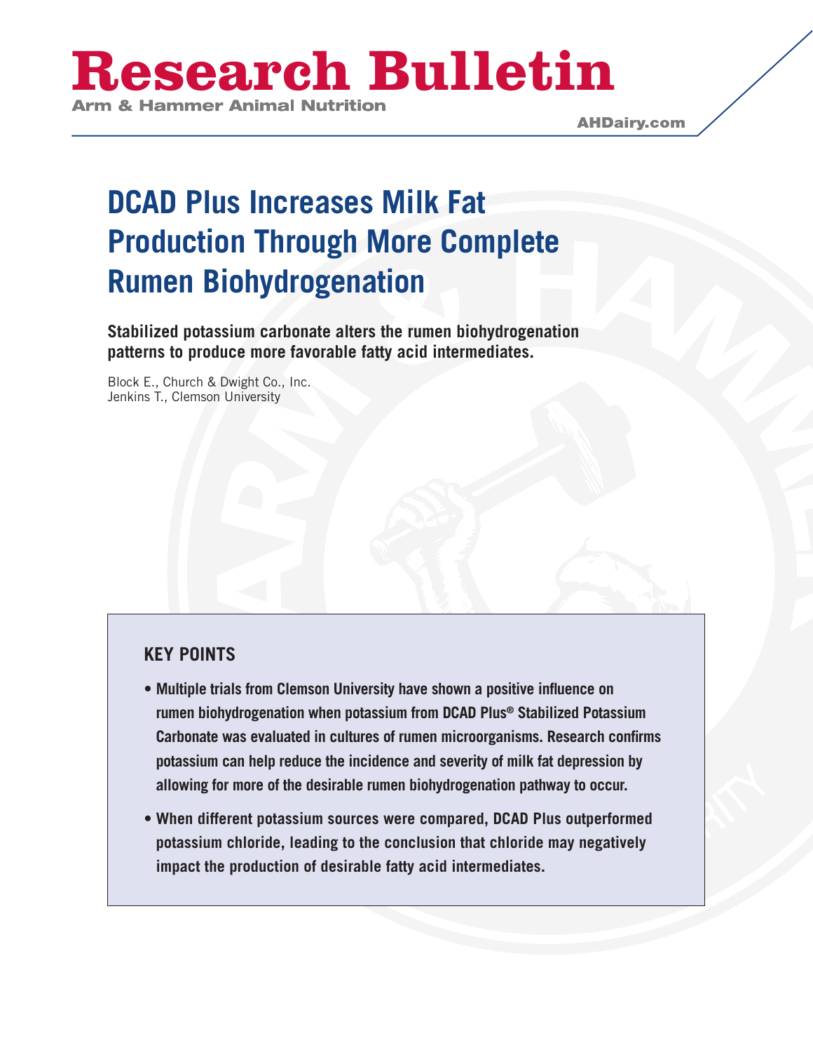# Research Bulletin

Arm & Hammer Animal Nutrition

AHDairy.com

## DCAD Plus Increases Milk Fat Production Through More Complete Rumen Biohydrogenation

**Stabilized potassium carbonate alters the rumen biohydrogenation patterns to produce more favorable fatty acid intermediates.**

Block E., Church & Dwight Co., Inc.
Jenkins T., Clemson University

### KEY POINTS

- **Multiple trials from Clemson University have shown a positive influence on rumen biohydrogenation when potassium from DCAD Plus® Stabilized Potassium Carbonate was evaluated in cultures of rumen microorganisms. Research confirms potassium can help reduce the incidence and severity of milk fat depression by allowing for more of the desirable rumen biohydrogenation pathway to occur.**
- **When different potassium sources were compared, DCAD Plus outperformed potassium chloride, leading to the conclusion that chloride may negatively impact the production of desirable fatty acid intermediates.**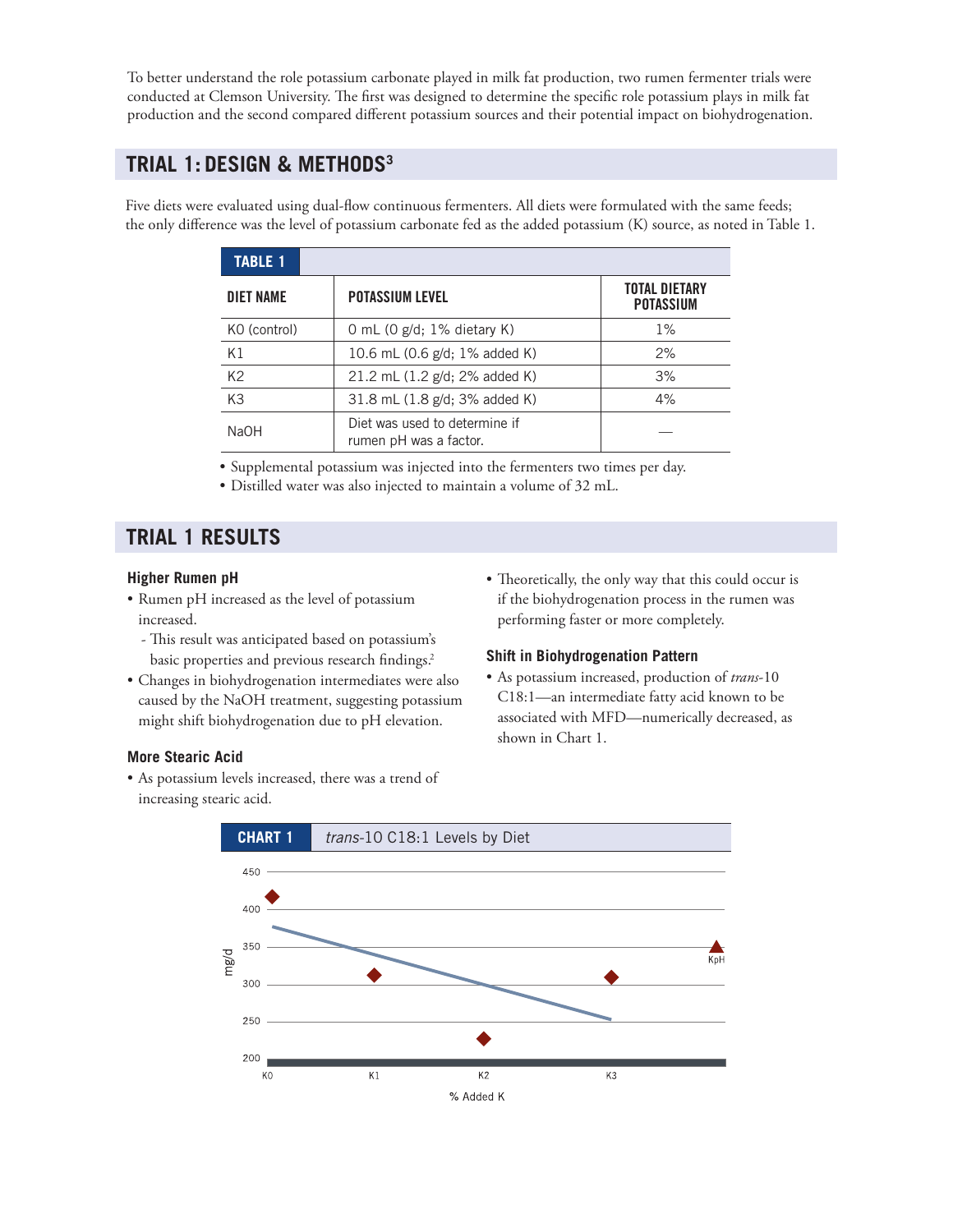To better understand the role potassium carbonate played in milk fat production, two rumen fermenter trials were conducted at Clemson University. The first was designed to determine the specific role potassium plays in milk fat production and the second compared different potassium sources and their potential impact on biohydrogenation.

## TRIAL 1: DESIGN & METHODS[3]

Five diets were evaluated using dual-flow continuous fermenters. All diets were formulated with the same feeds; the only difference was the level of potassium carbonate fed as the added potassium (K) source, as noted in Table 1.

**TABLE 1**

| DIET NAME | POTASSIUM LEVEL | TOTAL DIETARY POTASSIUM |
|---|---|---|
| K0 (control) | 0 mL (0 g/d; 1% dietary K) | 1% |
| K1 | 10.6 mL (0.6 g/d; 1% added K) | 2% |
| K2 | 21.2 mL (1.2 g/d; 2% added K) | 3% |
| K3 | 31.8 mL (1.8 g/d; 3% added K) | 4% |
| NaOH | Diet was used to determine if rumen pH was a factor. | — |

- Supplemental potassium was injected into the fermenters two times per day.
- Distilled water was also injected to maintain a volume of 32 mL.

## TRIAL 1 RESULTS

### Higher Rumen pH

- Rumen pH increased as the level of potassium increased.
  - This result was anticipated based on potassium's basic properties and previous research findings.[2]
- Changes in biohydrogenation intermediates were also caused by the NaOH treatment, suggesting potassium might shift biohydrogenation due to pH elevation.

### More Stearic Acid

- As potassium levels increased, there was a trend of increasing stearic acid.
- Theoretically, the only way that this could occur is if the biohydrogenation process in the rumen was performing faster or more completely.

### Shift in Biohydrogenation Pattern

- As potassium increased, production of *trans*-10 C18:1—an intermediate fatty acid known to be associated with MFD—numerically decreased, as shown in Chart 1.

**CHART 1** *trans*-10 C18:1 Levels by Diet

Chart axes: mg/d (200–450); % Added K (K0, K1, K2, K3); KpH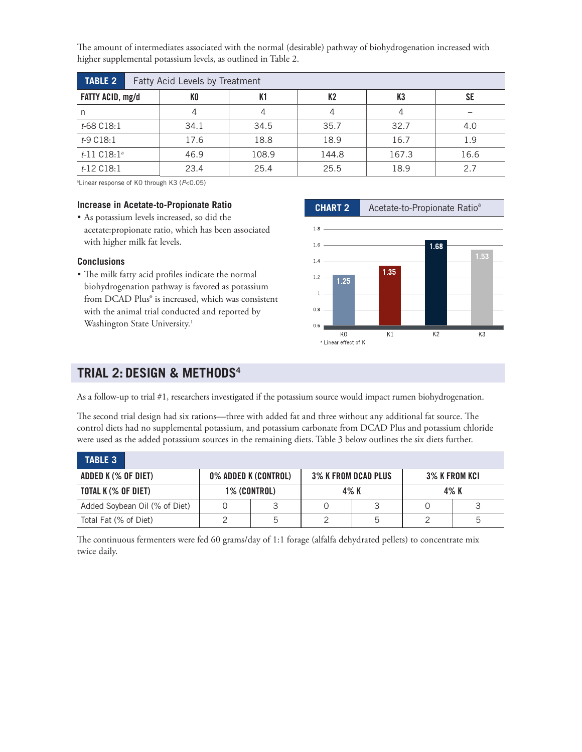The amount of intermediates associated with the normal (desirable) pathway of biohydrogenation increased with higher supplemental potassium levels, as outlined in Table 2.

**TABLE 2** Fatty Acid Levels by Treatment

| FATTY ACID, mg/d | K0 | K1 | K2 | K3 | SE |
|---|---|---|---|---|---|
| n | 4 | 4 | 4 | 4 | – |
| *t*-68 C18:1 | 34.1 | 34.5 | 35.7 | 32.7 | 4.0 |
| *t*-9 C18:1 | 17.6 | 18.8 | 18.9 | 16.7 | 1.9 |
| *t*-11 C18:1[a] | 46.9 | 108.9 | 144.8 | 167.3 | 16.6 |
| *t*-12 C18:1 | 23.4 | 25.4 | 25.5 | 18.9 | 2.7 |

[a]Linear response of K0 through K3 ($P<0.05$)

### Increase in Acetate-to-Propionate Ratio

- As potassium levels increased, so did the acetate:propionate ratio, which has been associated with higher milk fat levels.

### Conclusions

- The milk fatty acid profiles indicate the normal biohydrogenation pathway is favored as potassium from DCAD Plus® is increased, which was consistent with the animal trial conducted and reported by Washington State University.[1]

**CHART 2** Acetate-to-Propionate Ratio[a]

| | K0 | K1 | K2 | K3 |
|---|---|---|---|---|
| Acetate-to-Propionate Ratio | 1.25 | 1.35 | 1.68 | 1.53 |

[a] Linear effect of K

## TRIAL 2: DESIGN & METHODS[4]

As a follow-up to trial #1, researchers investigated if the potassium source would impact rumen biohydrogenation.

The second trial design had six rations—three with added fat and three without any additional fat source. The control diets had no supplemental potassium, and potassium carbonate from DCAD Plus and potassium chloride were used as the added potassium sources in the remaining diets. Table 3 below outlines the six diets further.

**TABLE 3**

| ADDED K (% OF DIET) | 0% ADDED K (CONTROL) | | 3% K FROM DCAD PLUS | | 3% K FROM KCl | |
|---|---|---|---|---|---|---|
| TOTAL K (% OF DIET) | 1% (CONTROL) | | 4% K | | 4% K | |
| Added Soybean Oil (% of Diet) | 0 | 3 | 0 | 3 | 0 | 3 |
| Total Fat (% of Diet) | 2 | 5 | 2 | 5 | 2 | 5 |

The continuous fermenters were fed 60 grams/day of 1:1 forage (alfalfa dehydrated pellets) to concentrate mix twice daily.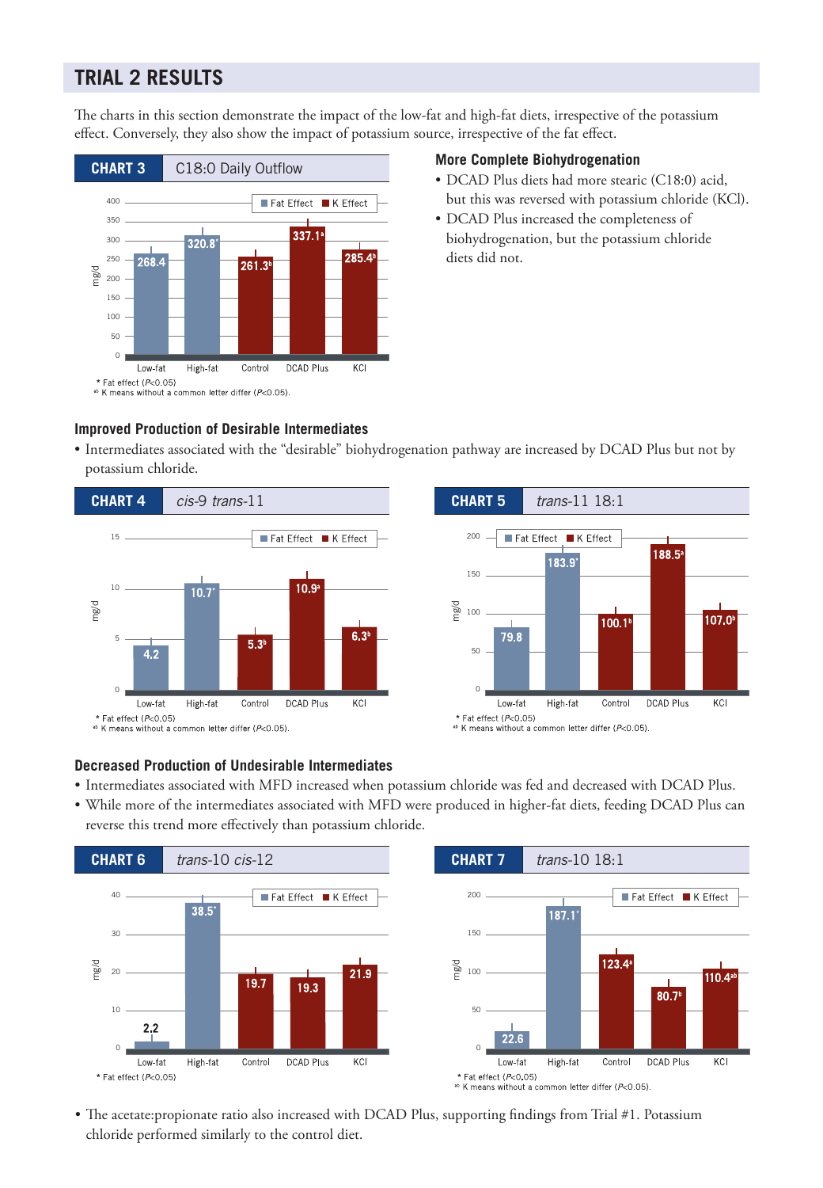## TRIAL 2 RESULTS

The charts in this section demonstrate the impact of the low-fat and high-fat diets, irrespective of the potassium effect. Conversely, they also show the impact of potassium source, irrespective of the fat effect.

**CHART 3** C18:0 Daily Outflow

400
350
300
250
200
150
100
50
0
mg/d
Fat Effect  K Effect
268.4
320.8*
261.3b
337.1a
285.4b
Low-fat  High-fat  Control  DCAD Plus  KCl

\* Fat effect ($P$<0.05)
ab K means without a common letter differ ($P$<0.05).

### More Complete Biohydrogenation

- DCAD Plus diets had more stearic (C18:0) acid, but this was reversed with potassium chloride (KCl).
- DCAD Plus increased the completeness of biohydrogenation, but the potassium chloride diets did not.

### Improved Production of Desirable Intermediates

- Intermediates associated with the "desirable" biohydrogenation pathway are increased by DCAD Plus but not by potassium chloride.

**CHART 4** *cis*-9 *trans*-11

15
10
5
0
mg/d
Fat Effect  K Effect
4.2
10.7*
5.3b
10.9a
6.3b
Low-fat  High-fat  Control  DCAD Plus  KCl

\* Fat effect ($P$<0.05)
ab K means without a common letter differ ($P$<0.05).

**CHART 5** *trans*-11 18:1

200
150
100
50
0
mg/d
Fat Effect  K Effect
79.8
183.9*
100.1b
188.5a
107.0b
Low-fat  High-fat  Control  DCAD Plus  KCl

\* Fat effect ($P$<0.05)
ab K means without a common letter differ ($P$<0.05).

### Decreased Production of Undesirable Intermediates

- Intermediates associated with MFD increased when potassium chloride was fed and decreased with DCAD Plus.
- While more of the intermediates associated with MFD were produced in higher-fat diets, feeding DCAD Plus can reverse this trend more effectively than potassium chloride.

**CHART 6** *trans*-10 *cis*-12

40
30
20
10
0
mg/d
Fat Effect  K Effect
2.2
38.5*
19.7
19.3
21.9
Low-fat  High-fat  Control  DCAD Plus  KCl

\* Fat effect ($P$<0.05)

**CHART 7** *trans*-10 18:1

200
150
100
50
0
mg/d
Fat Effect  K Effect
22.6
187.1*
123.4a
80.7b
110.4ab
Low-fat  High-fat  Control  DCAD Plus  KCl

\* Fat effect ($P$<0.05)
ab K means without a common letter differ ($P$<0.05).

- The acetate:propionate ratio also increased with DCAD Plus, supporting findings from Trial #1. Potassium chloride performed similarly to the control diet.